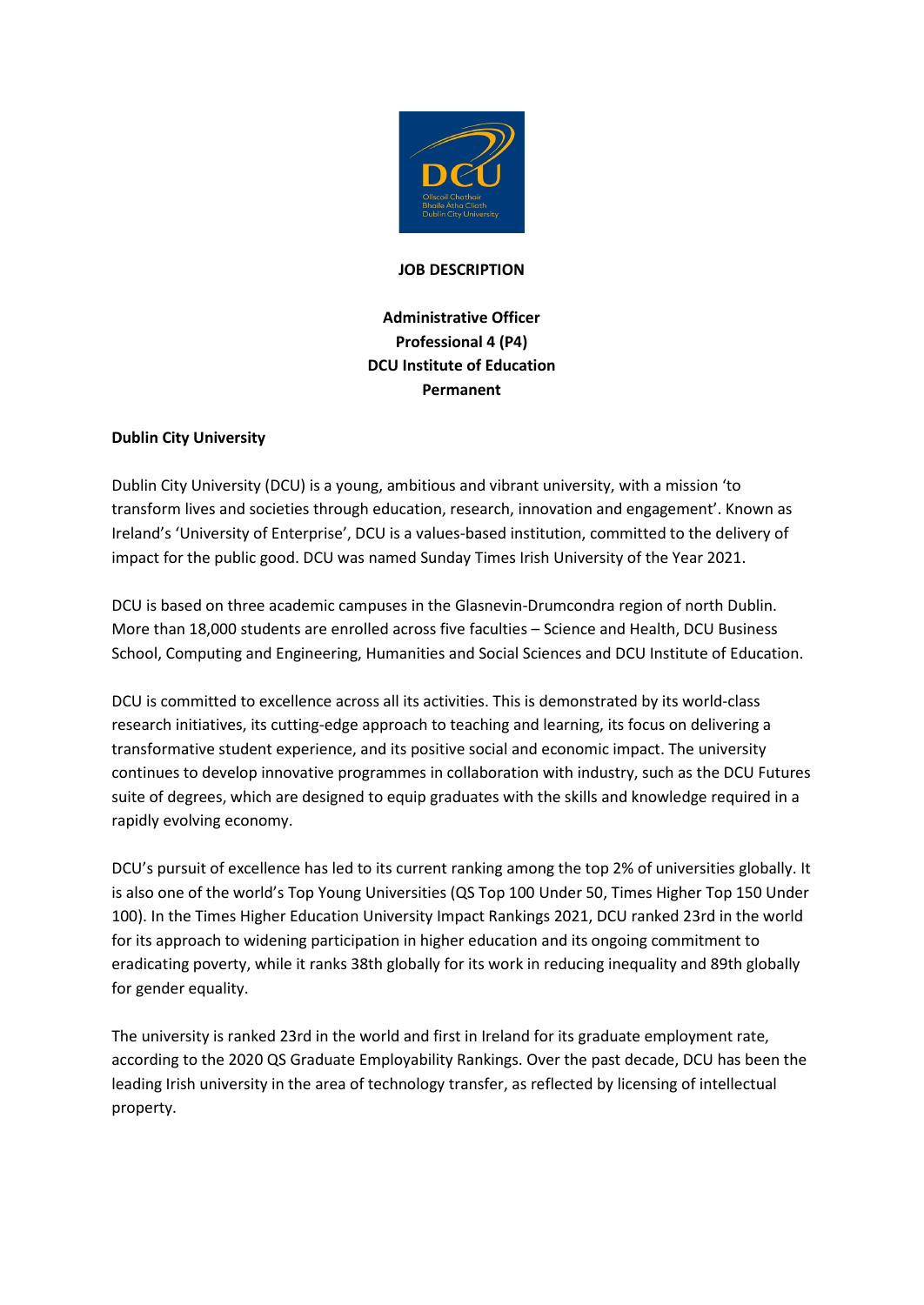**JOB DESCRIPTION**

**Administrative Officer**
**Professional 4 (P4)**
**DCU Institute of Education**
**Permanent**

**Dublin City University**

Dublin City University (DCU) is a young, ambitious and vibrant university, with a mission 'to transform lives and societies through education, research, innovation and engagement'. Known as Ireland's 'University of Enterprise', DCU is a values-based institution, committed to the delivery of impact for the public good. DCU was named Sunday Times Irish University of the Year 2021.

DCU is based on three academic campuses in the Glasnevin-Drumcondra region of north Dublin. More than 18,000 students are enrolled across five faculties – Science and Health, DCU Business School, Computing and Engineering, Humanities and Social Sciences and DCU Institute of Education.

DCU is committed to excellence across all its activities. This is demonstrated by its world-class research initiatives, its cutting-edge approach to teaching and learning, its focus on delivering a transformative student experience, and its positive social and economic impact. The university continues to develop innovative programmes in collaboration with industry, such as the DCU Futures suite of degrees, which are designed to equip graduates with the skills and knowledge required in a rapidly evolving economy.

DCU's pursuit of excellence has led to its current ranking among the top 2% of universities globally. It is also one of the world's Top Young Universities (QS Top 100 Under 50, Times Higher Top 150 Under 100). In the Times Higher Education University Impact Rankings 2021, DCU ranked 23rd in the world for its approach to widening participation in higher education and its ongoing commitment to eradicating poverty, while it ranks 38th globally for its work in reducing inequality and 89th globally for gender equality.

The university is ranked 23rd in the world and first in Ireland for its graduate employment rate, according to the 2020 QS Graduate Employability Rankings. Over the past decade, DCU has been the leading Irish university in the area of technology transfer, as reflected by licensing of intellectual property.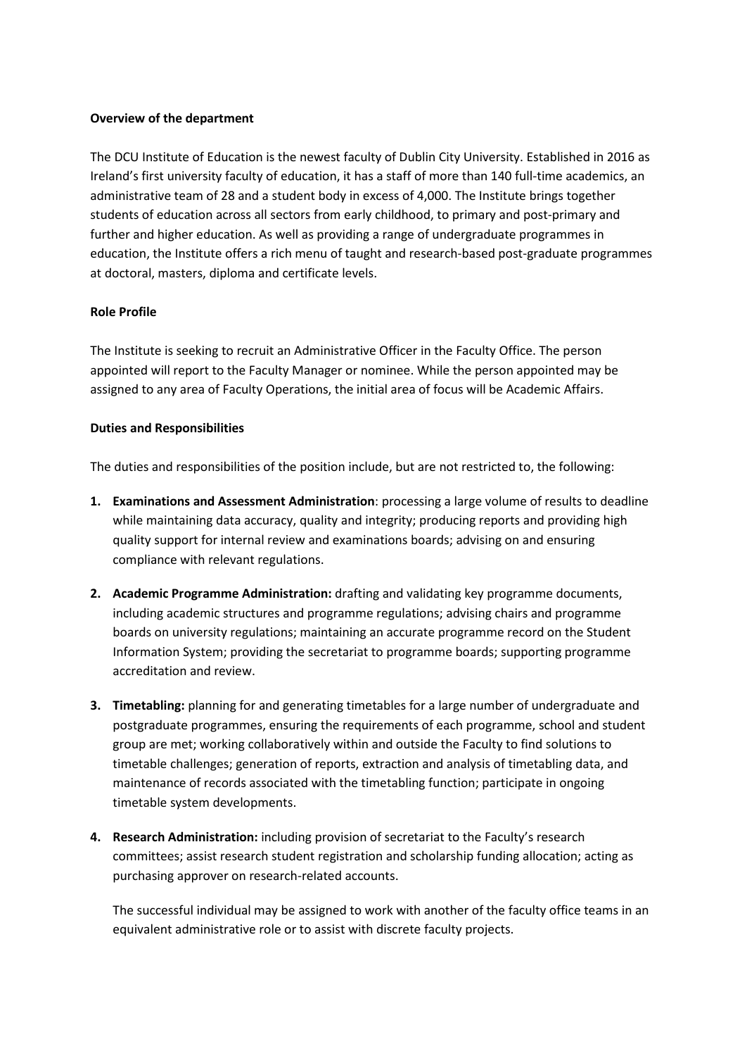**Overview of the department**

The DCU Institute of Education is the newest faculty of Dublin City University. Established in 2016 as Ireland's first university faculty of education, it has a staff of more than 140 full-time academics, an administrative team of 28 and a student body in excess of 4,000. The Institute brings together students of education across all sectors from early childhood, to primary and post-primary and further and higher education. As well as providing a range of undergraduate programmes in education, the Institute offers a rich menu of taught and research-based post-graduate programmes at doctoral, masters, diploma and certificate levels.

**Role Profile**

The Institute is seeking to recruit an Administrative Officer in the Faculty Office. The person appointed will report to the Faculty Manager or nominee. While the person appointed may be assigned to any area of Faculty Operations, the initial area of focus will be Academic Affairs.

**Duties and Responsibilities**

The duties and responsibilities of the position include, but are not restricted to, the following:

1. **Examinations and Assessment Administration**: processing a large volume of results to deadline while maintaining data accuracy, quality and integrity; producing reports and providing high quality support for internal review and examinations boards; advising on and ensuring compliance with relevant regulations.

2. **Academic Programme Administration:** drafting and validating key programme documents, including academic structures and programme regulations; advising chairs and programme boards on university regulations; maintaining an accurate programme record on the Student Information System; providing the secretariat to programme boards; supporting programme accreditation and review.

3. **Timetabling:** planning for and generating timetables for a large number of undergraduate and postgraduate programmes, ensuring the requirements of each programme, school and student group are met; working collaboratively within and outside the Faculty to find solutions to timetable challenges; generation of reports, extraction and analysis of timetabling data, and maintenance of records associated with the timetabling function; participate in ongoing timetable system developments.

4. **Research Administration:** including provision of secretariat to the Faculty's research committees; assist research student registration and scholarship funding allocation; acting as purchasing approver on research-related accounts.

   The successful individual may be assigned to work with another of the faculty office teams in an equivalent administrative role or to assist with discrete faculty projects.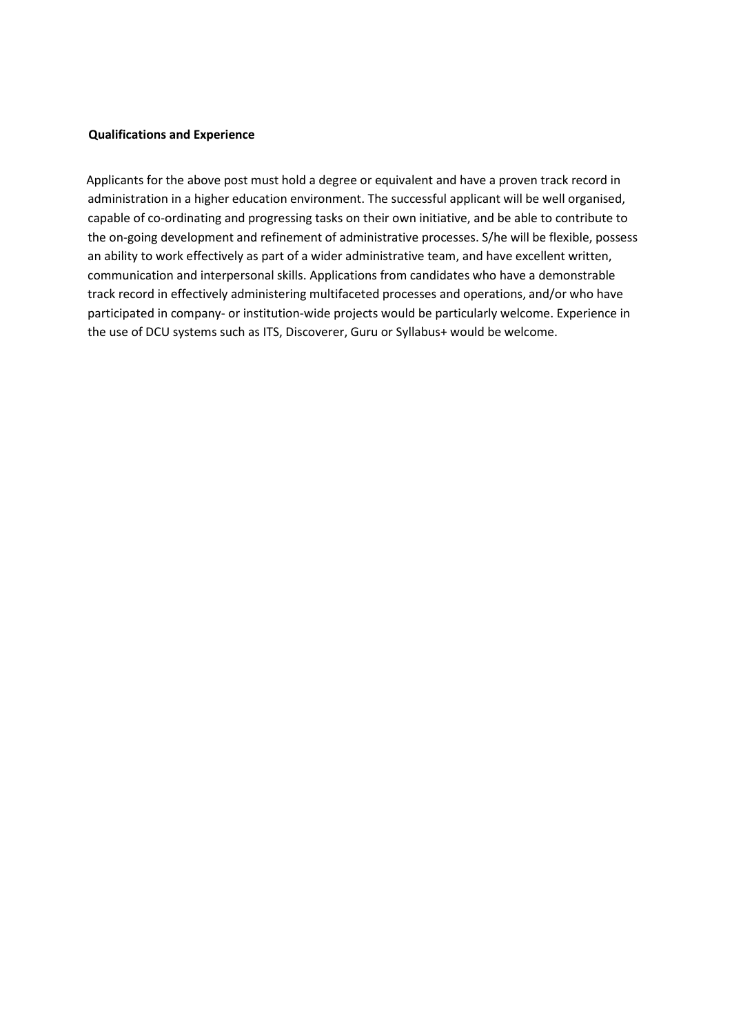**Qualifications and Experience**

Applicants for the above post must hold a degree or equivalent and have a proven track record in administration in a higher education environment. The successful applicant will be well organised, capable of co-ordinating and progressing tasks on their own initiative, and be able to contribute to the on-going development and refinement of administrative processes. S/he will be flexible, possess an ability to work effectively as part of a wider administrative team, and have excellent written, communication and interpersonal skills. Applications from candidates who have a demonstrable track record in effectively administering multifaceted processes and operations, and/or who have participated in company- or institution-wide projects would be particularly welcome. Experience in the use of DCU systems such as ITS, Discoverer, Guru or Syllabus+ would be welcome.